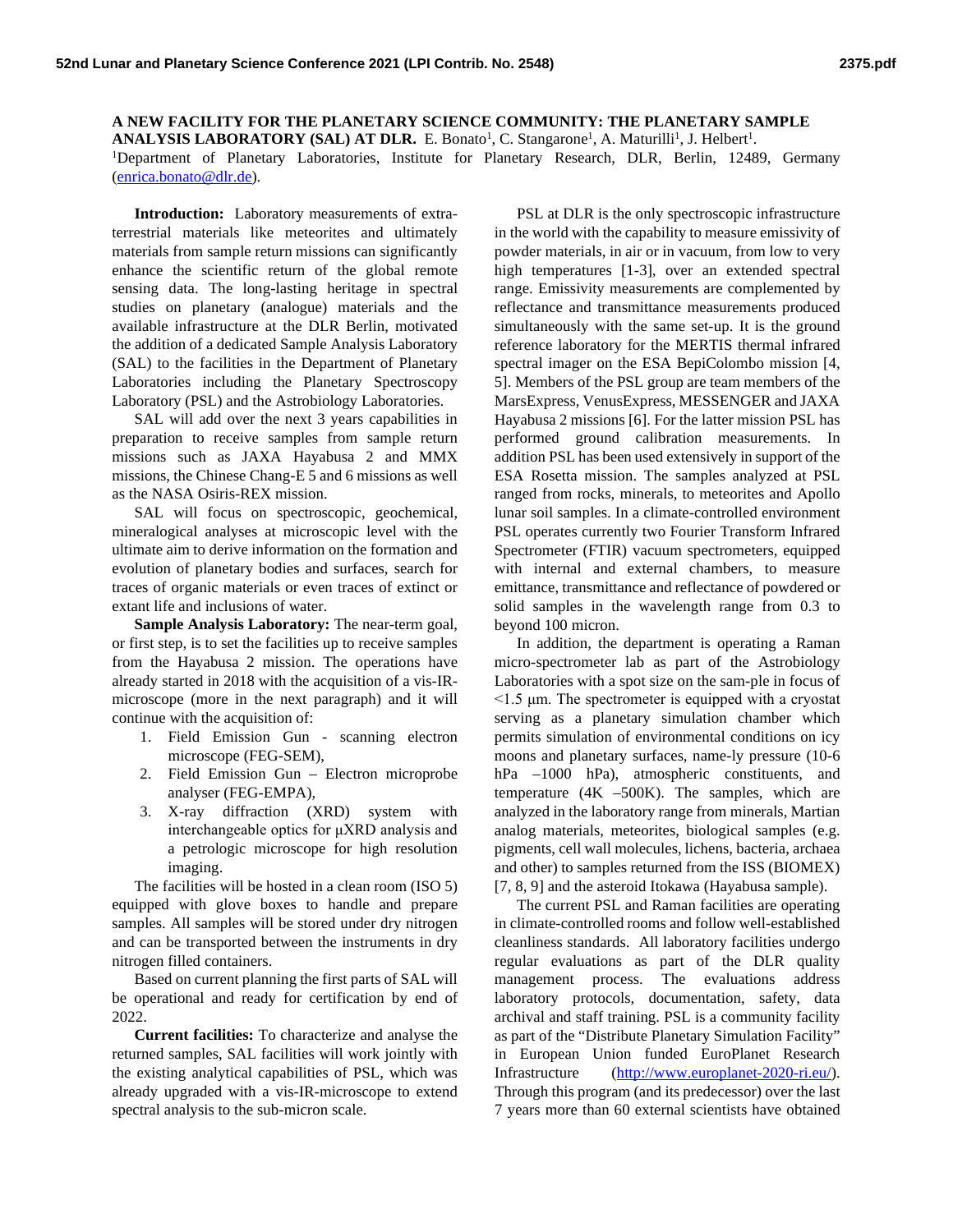# A NEW FACILITY FOR THE PLANETARY SCIENCE COMMUNITY: THE PLANETARY SAMPLE ANALYSIS LABORATORY (SAL) AT DLR.

E. Bonato[1], C. Stangarone[1], A. Maturilli[1], J. Helbert[1].
[1]Department of Planetary Laboratories, Institute for Planetary Research, DLR, Berlin, 12489, Germany (enrica.bonato@dlr.de).

**Introduction:** Laboratory measurements of extra-terrestrial materials like meteorites and ultimately materials from sample return missions can significantly enhance the scientific return of the global remote sensing data. The long-lasting heritage in spectral studies on planetary (analogue) materials and the available infrastructure at the DLR Berlin, motivated the addition of a dedicated Sample Analysis Laboratory (SAL) to the facilities in the Department of Planetary Laboratories including the Planetary Spectroscopy Laboratory (PSL) and the Astrobiology Laboratories.

SAL will add over the next 3 years capabilities in preparation to receive samples from sample return missions such as JAXA Hayabusa 2 and MMX missions, the Chinese Chang-E 5 and 6 missions as well as the NASA Osiris-REX mission.

SAL will focus on spectroscopic, geochemical, mineralogical analyses at microscopic level with the ultimate aim to derive information on the formation and evolution of planetary bodies and surfaces, search for traces of organic materials or even traces of extinct or extant life and inclusions of water.

**Sample Analysis Laboratory:** The near-term goal, or first step, is to set the facilities up to receive samples from the Hayabusa 2 mission. The operations have already started in 2018 with the acquisition of a vis-IR-microscope (more in the next paragraph) and it will continue with the acquisition of:

1. Field Emission Gun - scanning electron microscope (FEG-SEM),
2. Field Emission Gun – Electron microprobe analyser (FEG-EMPA),
3. X-ray diffraction (XRD) system with interchangeable optics for µXRD analysis and a petrologic microscope for high resolution imaging.

The facilities will be hosted in a clean room (ISO 5) equipped with glove boxes to handle and prepare samples. All samples will be stored under dry nitrogen and can be transported between the instruments in dry nitrogen filled containers.

Based on current planning the first parts of SAL will be operational and ready for certification by end of 2022.

**Current facilities:** To characterize and analyse the returned samples, SAL facilities will work jointly with the existing analytical capabilities of PSL, which was already upgraded with a vis-IR-microscope to extend spectral analysis to the sub-micron scale.

PSL at DLR is the only spectroscopic infrastructure in the world with the capability to measure emissivity of powder materials, in air or in vacuum, from low to very high temperatures [1-3], over an extended spectral range. Emissivity measurements are complemented by reflectance and transmittance measurements produced simultaneously with the same set-up. It is the ground reference laboratory for the MERTIS thermal infrared spectral imager on the ESA BepiColombo mission [4, 5]. Members of the PSL group are team members of the MarsExpress, VenusExpress, MESSENGER and JAXA Hayabusa 2 missions [6]. For the latter mission PSL has performed ground calibration measurements. In addition PSL has been used extensively in support of the ESA Rosetta mission. The samples analyzed at PSL ranged from rocks, minerals, to meteorites and Apollo lunar soil samples. In a climate-controlled environment PSL operates currently two Fourier Transform Infrared Spectrometer (FTIR) vacuum spectrometers, equipped with internal and external chambers, to measure emittance, transmittance and reflectance of powdered or solid samples in the wavelength range from 0.3 to beyond 100 micron.

In addition, the department is operating a Raman micro-spectrometer lab as part of the Astrobiology Laboratories with a spot size on the sam-ple in focus of <1.5 µm. The spectrometer is equipped with a cryostat serving as a planetary simulation chamber which permits simulation of environmental conditions on icy moons and planetary surfaces, name-ly pressure (10-6 hPa –1000 hPa), atmospheric constituents, and temperature (4K –500K). The samples, which are analyzed in the laboratory range from minerals, Martian analog materials, meteorites, biological samples (e.g. pigments, cell wall molecules, lichens, bacteria, archaea and other) to samples returned from the ISS (BIOMEX) [7, 8, 9] and the asteroid Itokawa (Hayabusa sample).

The current PSL and Raman facilities are operating in climate-controlled rooms and follow well-established cleanliness standards. All laboratory facilities undergo regular evaluations as part of the DLR quality management process. The evaluations address laboratory protocols, documentation, safety, data archival and staff training. PSL is a community facility as part of the "Distribute Planetary Simulation Facility" in European Union funded EuroPlanet Research Infrastructure (http://www.europlanet-2020-ri.eu/). Through this program (and its predecessor) over the last 7 years more than 60 external scientists have obtained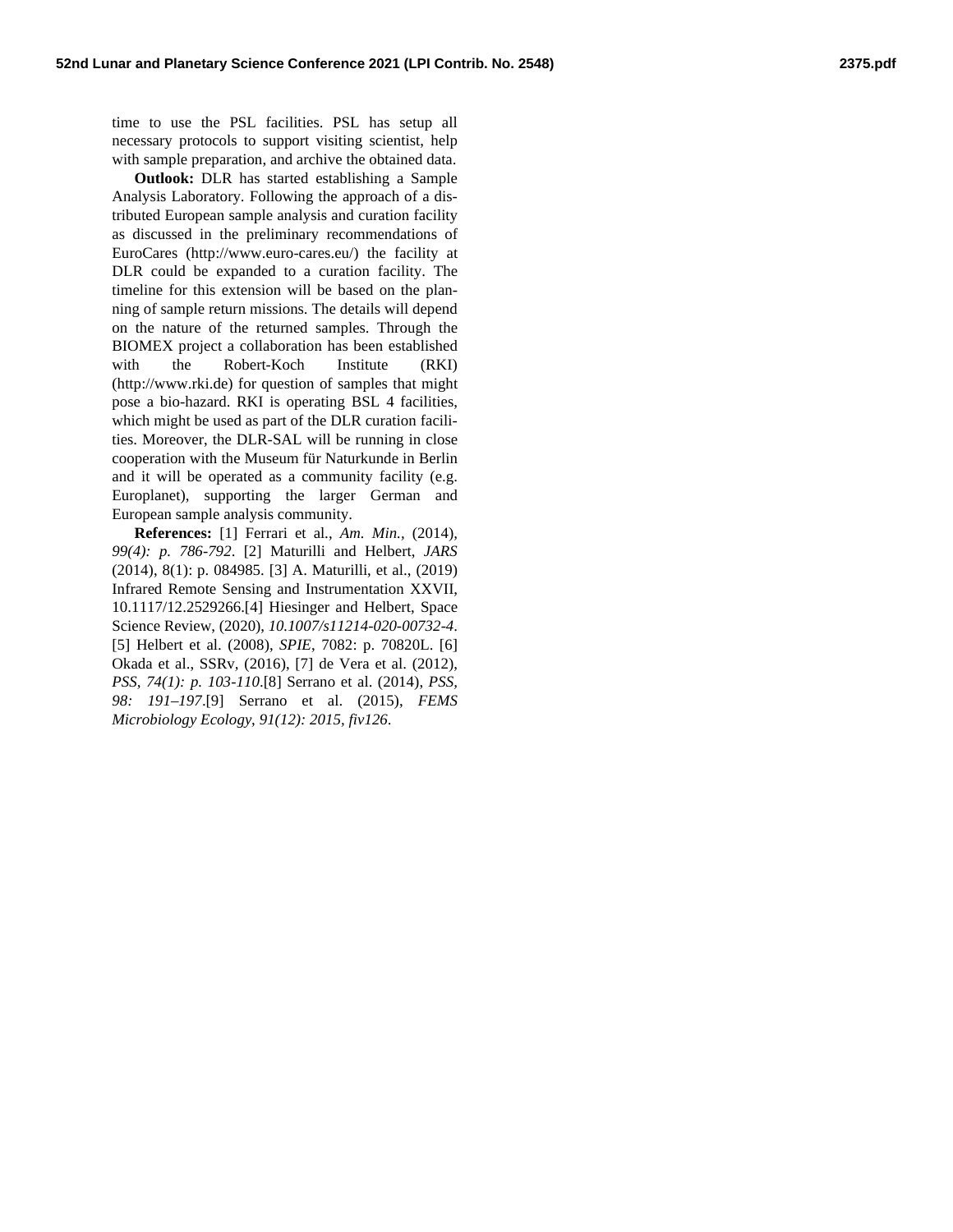time to use the PSL facilities. PSL has setup all necessary protocols to support visiting scientist, help with sample preparation, and archive the obtained data.

**Outlook:** DLR has started establishing a Sample Analysis Laboratory. Following the approach of a distributed European sample analysis and curation facility as discussed in the preliminary recommendations of EuroCares (http://www.euro-cares.eu/) the facility at DLR could be expanded to a curation facility. The timeline for this extension will be based on the planning of sample return missions. The details will depend on the nature of the returned samples. Through the BIOMEX project a collaboration has been established with the Robert-Koch Institute (RKI) (http://www.rki.de) for question of samples that might pose a bio-hazard. RKI is operating BSL 4 facilities, which might be used as part of the DLR curation facilities. Moreover, the DLR-SAL will be running in close cooperation with the Museum für Naturkunde in Berlin and it will be operated as a community facility (e.g. Europlanet), supporting the larger German and European sample analysis community.

**References:** [1] Ferrari et al., *Am. Min.*, (2014), *99(4): p. 786-792*. [2] Maturilli and Helbert, *JARS* (2014), 8(1): p. 084985. [3] A. Maturilli, et al., (2019) Infrared Remote Sensing and Instrumentation XXVII, 10.1117/12.2529266.[4] Hiesinger and Helbert, Space Science Review, (2020), *10.1007/s11214-020-00732-4*. [5] Helbert et al. (2008), *SPIE*, 7082: p. 70820L. [6] Okada et al., SSRv, (2016), [7] de Vera et al. (2012), *PSS, 74(1): p. 103-110*.[8] Serrano et al. (2014), *PSS, 98: 191–197*.[9] Serrano et al. (2015), *FEMS Microbiology Ecology, 91(12): 2015, fiv126*.